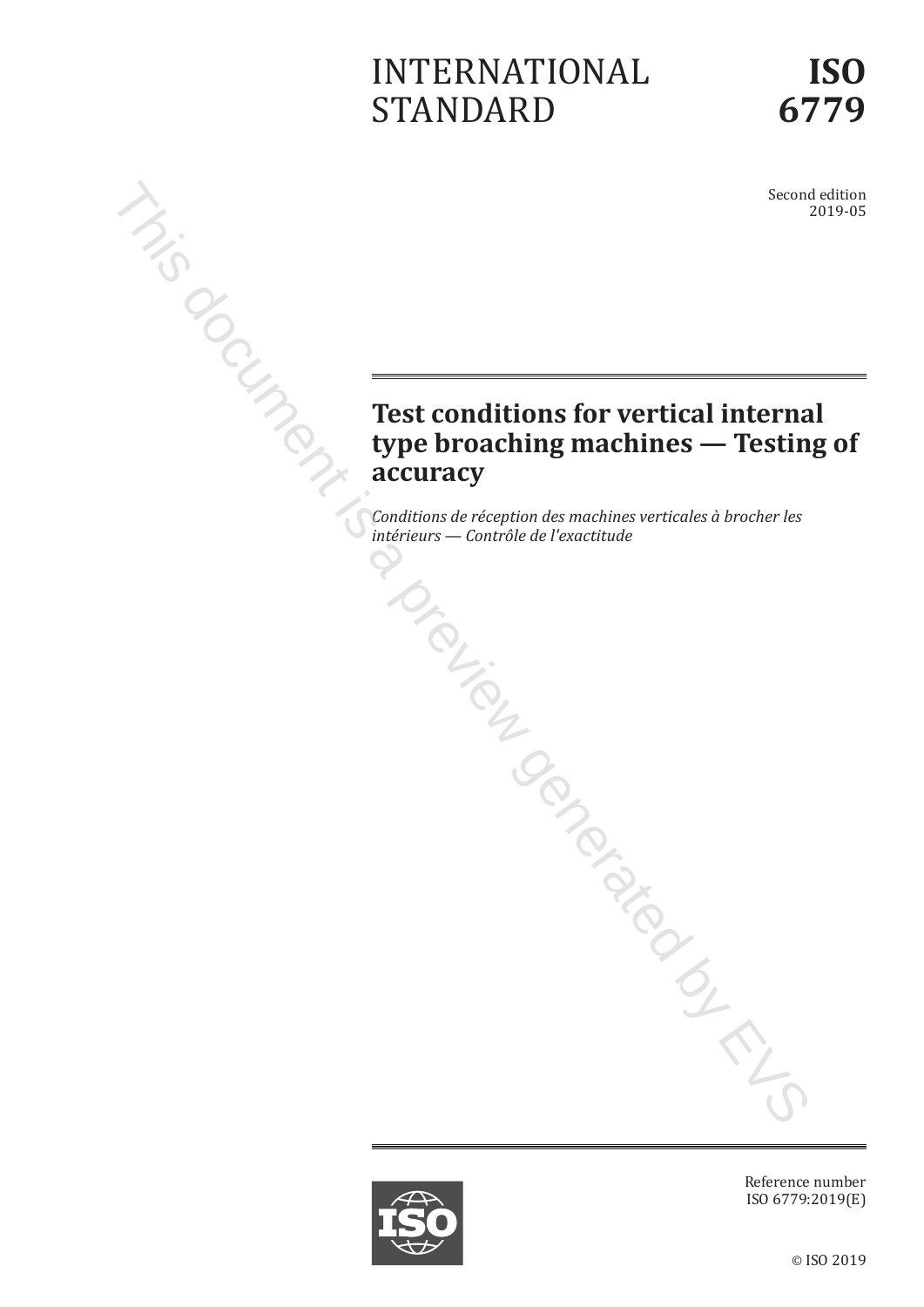INTERNATIONAL STANDARD

**ISO 6779**

Second edition
2019-05

# Test conditions for vertical internal type broaching machines — Testing of accuracy

*Conditions de réception des machines verticales à brocher les intérieurs — Contrôle de l'exactitude*

Reference number
ISO 6779:2019(E)

© ISO 2019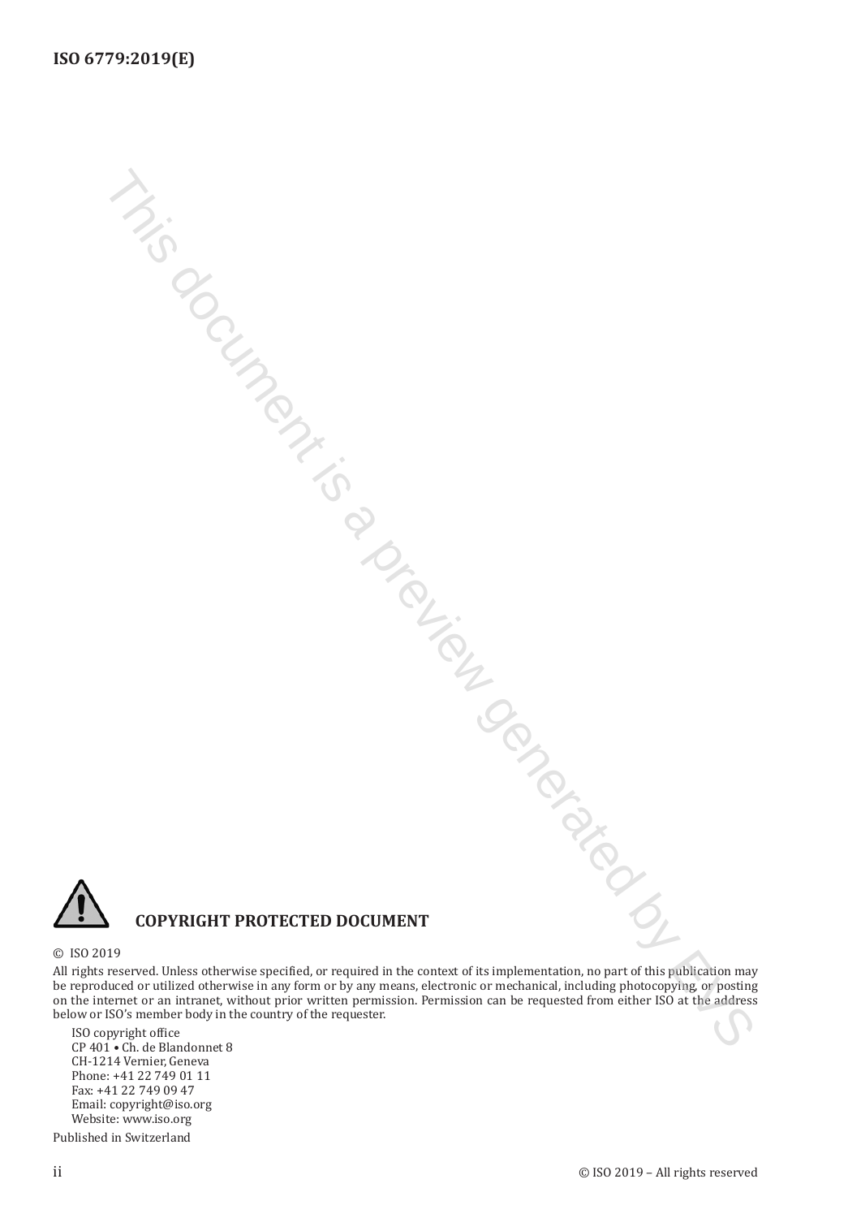**COPYRIGHT PROTECTED DOCUMENT**

© ISO 2019

All rights reserved. Unless otherwise specified, or required in the context of its implementation, no part of this publication may be reproduced or utilized otherwise in any form or by any means, electronic or mechanical, including photocopying, or posting on the internet or an intranet, without prior written permission. Permission can be requested from either ISO at the address below or ISO's member body in the country of the requester.

ISO copyright office
CP 401 • Ch. de Blandonnet 8
CH-1214 Vernier, Geneva
Phone: +41 22 749 01 11
Fax: +41 22 749 09 47
Email: copyright@iso.org
Website: www.iso.org

Published in Switzerland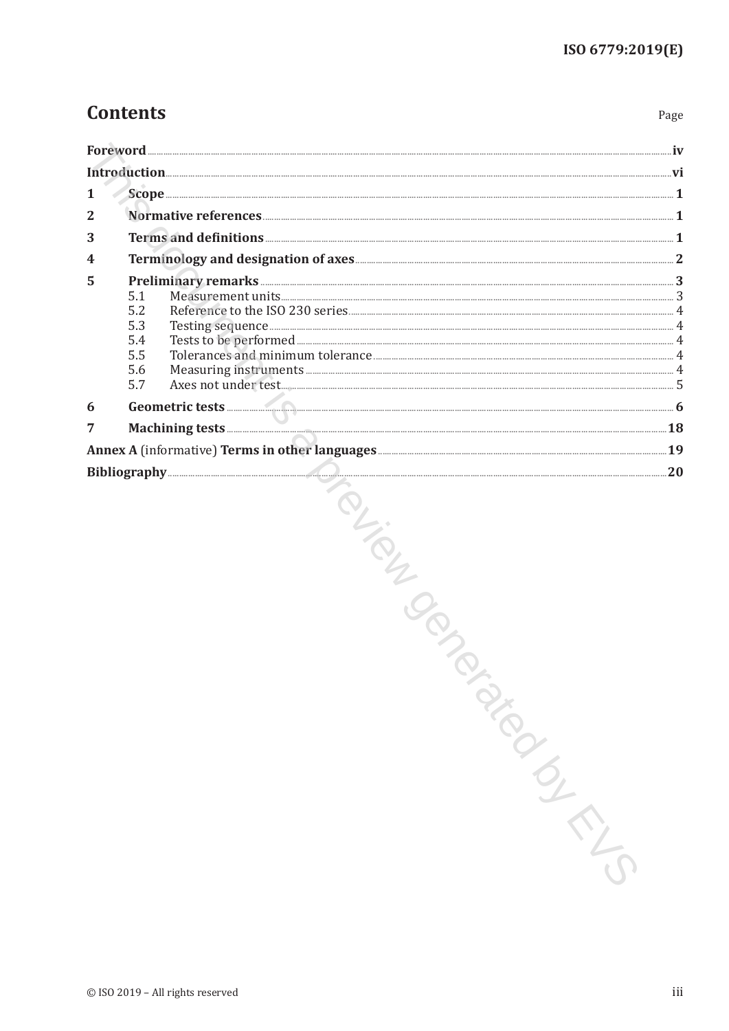# Contents

Page

Foreword .......... iv

Introduction .......... vi

1 Scope .......... 1

2 Normative references .......... 1

3 Terms and definitions .......... 1

4 Terminology and designation of axes .......... 2

5 Preliminary remarks .......... 3

- 5.1 Measurement units .......... 3
- 5.2 Reference to the ISO 230 series .......... 4
- 5.3 Testing sequence .......... 4
- 5.4 Tests to be performed .......... 4
- 5.5 Tolerances and minimum tolerance .......... 4
- 5.6 Measuring instruments .......... 4
- 5.7 Axes not under test .......... 5

6 Geometric tests .......... 6

7 Machining tests .......... 18

Annex A (informative) Terms in other languages .......... 19

Bibliography .......... 20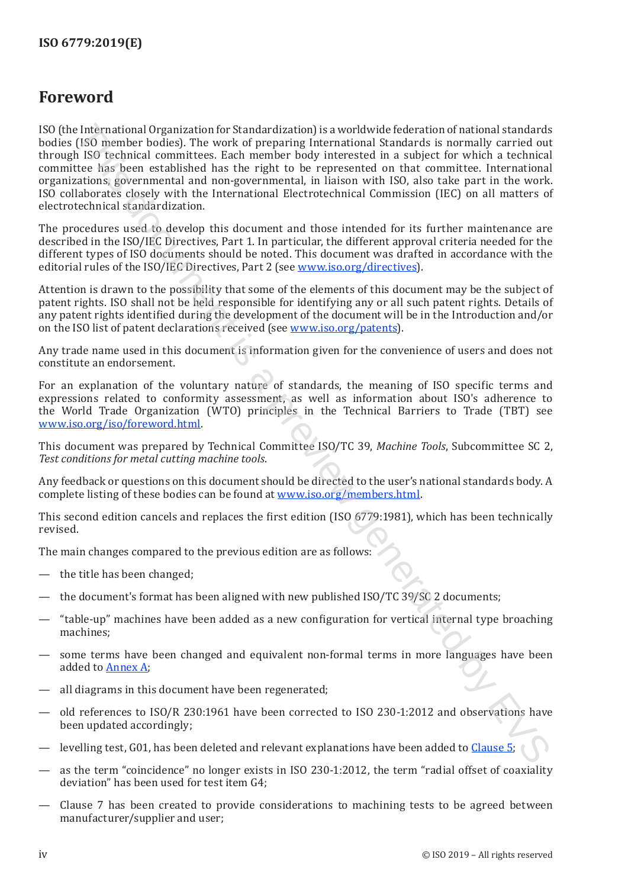# Foreword

ISO (the International Organization for Standardization) is a worldwide federation of national standards bodies (ISO member bodies). The work of preparing International Standards is normally carried out through ISO technical committees. Each member body interested in a subject for which a technical committee has been established has the right to be represented on that committee. International organizations, governmental and non-governmental, in liaison with ISO, also take part in the work. ISO collaborates closely with the International Electrotechnical Commission (IEC) on all matters of electrotechnical standardization.

The procedures used to develop this document and those intended for its further maintenance are described in the ISO/IEC Directives, Part 1. In particular, the different approval criteria needed for the different types of ISO documents should be noted. This document was drafted in accordance with the editorial rules of the ISO/IEC Directives, Part 2 (see www.iso.org/directives).

Attention is drawn to the possibility that some of the elements of this document may be the subject of patent rights. ISO shall not be held responsible for identifying any or all such patent rights. Details of any patent rights identified during the development of the document will be in the Introduction and/or on the ISO list of patent declarations received (see www.iso.org/patents).

Any trade name used in this document is information given for the convenience of users and does not constitute an endorsement.

For an explanation of the voluntary nature of standards, the meaning of ISO specific terms and expressions related to conformity assessment, as well as information about ISO's adherence to the World Trade Organization (WTO) principles in the Technical Barriers to Trade (TBT) see www.iso.org/iso/foreword.html.

This document was prepared by Technical Committee ISO/TC 39, *Machine Tools*, Subcommittee SC 2, *Test conditions for metal cutting machine tools*.

Any feedback or questions on this document should be directed to the user's national standards body. A complete listing of these bodies can be found at www.iso.org/members.html.

This second edition cancels and replaces the first edition (ISO 6779:1981), which has been technically revised.

The main changes compared to the previous edition are as follows:

— the title has been changed;

— the document's format has been aligned with new published ISO/TC 39/SC 2 documents;

— "table-up" machines have been added as a new configuration for vertical internal type broaching machines;

— some terms have been changed and equivalent non-formal terms in more languages have been added to Annex A;

— all diagrams in this document have been regenerated;

— old references to ISO/R 230:1961 have been corrected to ISO 230-1:2012 and observations have been updated accordingly;

— levelling test, G01, has been deleted and relevant explanations have been added to Clause 5;

— as the term "coincidence" no longer exists in ISO 230-1:2012, the term "radial offset of coaxiality deviation" has been used for test item G4;

— Clause 7 has been created to provide considerations to machining tests to be agreed between manufacturer/supplier and user;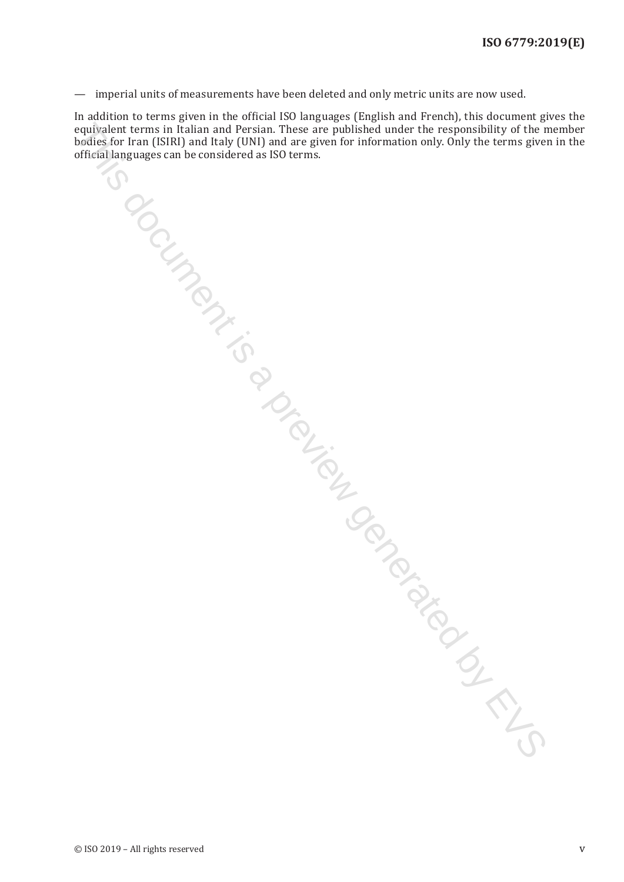— imperial units of measurements have been deleted and only metric units are now used.

In addition to terms given in the official ISO languages (English and French), this document gives the equivalent terms in Italian and Persian. These are published under the responsibility of the member bodies for Iran (ISIRI) and Italy (UNI) and are given for information only. Only the terms given in the official languages can be considered as ISO terms.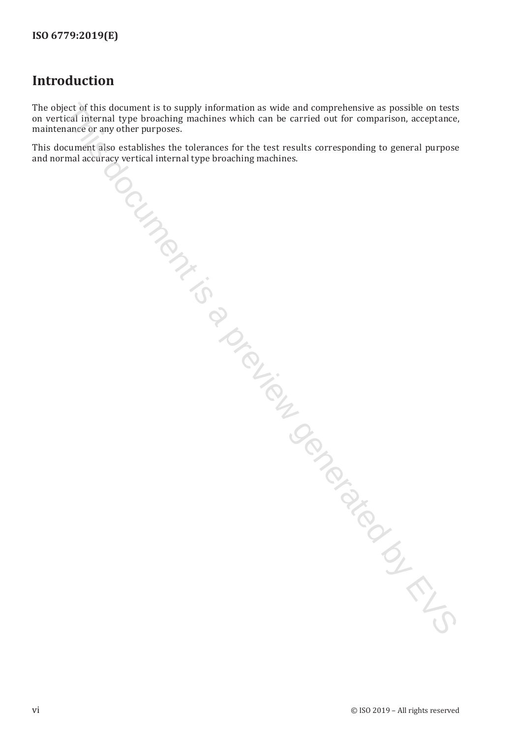# Introduction

The object of this document is to supply information as wide and comprehensive as possible on tests on vertical internal type broaching machines which can be carried out for comparison, acceptance, maintenance or any other purposes.

This document also establishes the tolerances for the test results corresponding to general purpose and normal accuracy vertical internal type broaching machines.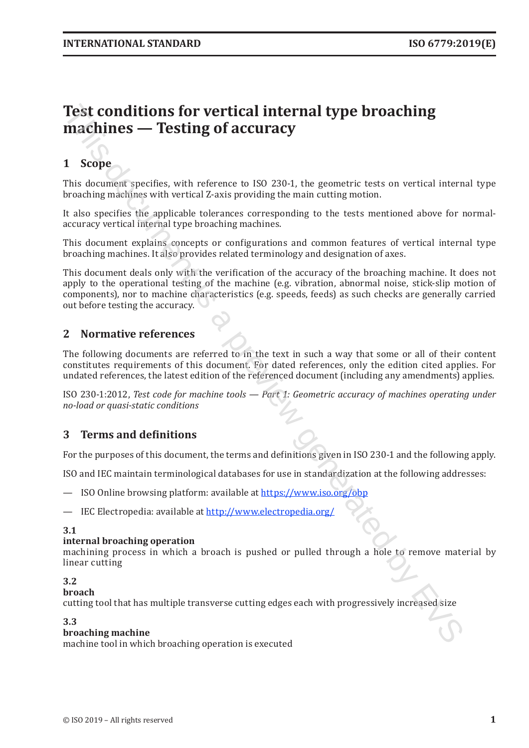# Test conditions for vertical internal type broaching machines — Testing of accuracy

## 1 Scope

This document specifies, with reference to ISO 230-1, the geometric tests on vertical internal type broaching machines with vertical Z-axis providing the main cutting motion.

It also specifies the applicable tolerances corresponding to the tests mentioned above for normal-accuracy vertical internal type broaching machines.

This document explains concepts or configurations and common features of vertical internal type broaching machines. It also provides related terminology and designation of axes.

This document deals only with the verification of the accuracy of the broaching machine. It does not apply to the operational testing of the machine (e.g. vibration, abnormal noise, stick-slip motion of components), nor to machine characteristics (e.g. speeds, feeds) as such checks are generally carried out before testing the accuracy.

## 2 Normative references

The following documents are referred to in the text in such a way that some or all of their content constitutes requirements of this document. For dated references, only the edition cited applies. For undated references, the latest edition of the referenced document (including any amendments) applies.

ISO 230-1:2012, *Test code for machine tools — Part 1: Geometric accuracy of machines operating under no-load or quasi-static conditions*

## 3 Terms and definitions

For the purposes of this document, the terms and definitions given in ISO 230-1 and the following apply.

ISO and IEC maintain terminological databases for use in standardization at the following addresses:

— ISO Online browsing platform: available at https://www.iso.org/obp

— IEC Electropedia: available at http://www.electropedia.org/

**3.1**
**internal broaching operation**
machining process in which a broach is pushed or pulled through a hole to remove material by linear cutting

**3.2**
**broach**
cutting tool that has multiple transverse cutting edges each with progressively increased size

**3.3**
**broaching machine**
machine tool in which broaching operation is executed